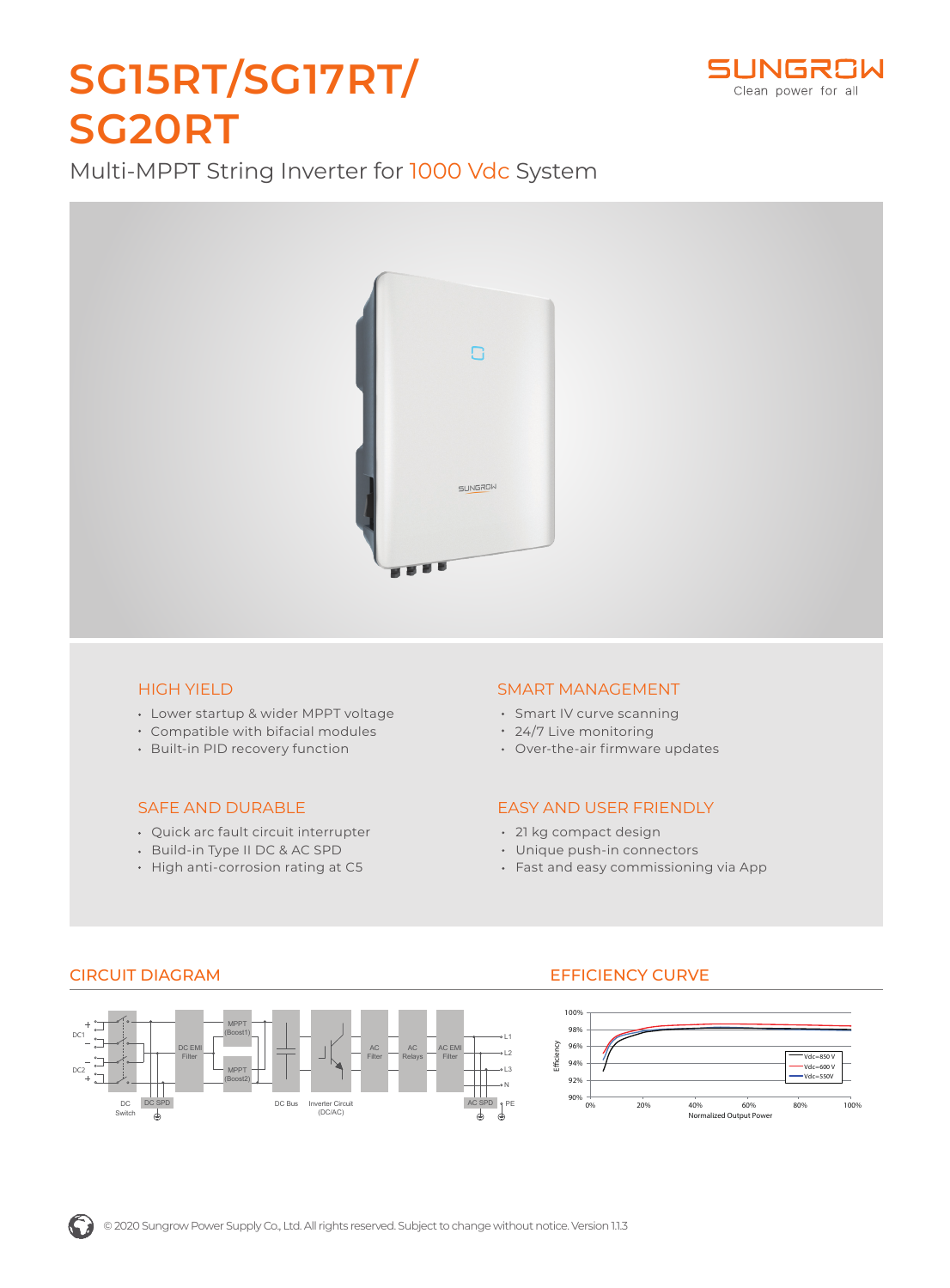# SG15RT/SG17RT/ SG20RT

Multi-MPPT String Inverter for 1000 Vdc System

### HIGH YIELD

- Lower startup & wider MPPT voltage
- Compatible with bifacial modules
- Built-in PID recovery function

### SMART MANAGEMENT

- Smart IV curve scanning
- 24/7 Live monitoring
- Over-the-air firmware updates

### SAFE AND DURABLE

- Quick arc fault circuit interrupter
- Build-in Type II DC & AC SPD
- High anti-corrosion rating at C5

### EASY AND USER FRIENDLY

- 21 kg compact design
- Unique push-in connectors
- Fast and easy commissioning via App

### CIRCUIT DIAGRAM

### EFFICIENCY CURVE

© 2020 Sungrow Power Supply Co., Ltd. All rights reserved. Subject to change without notice. Version 1.1.3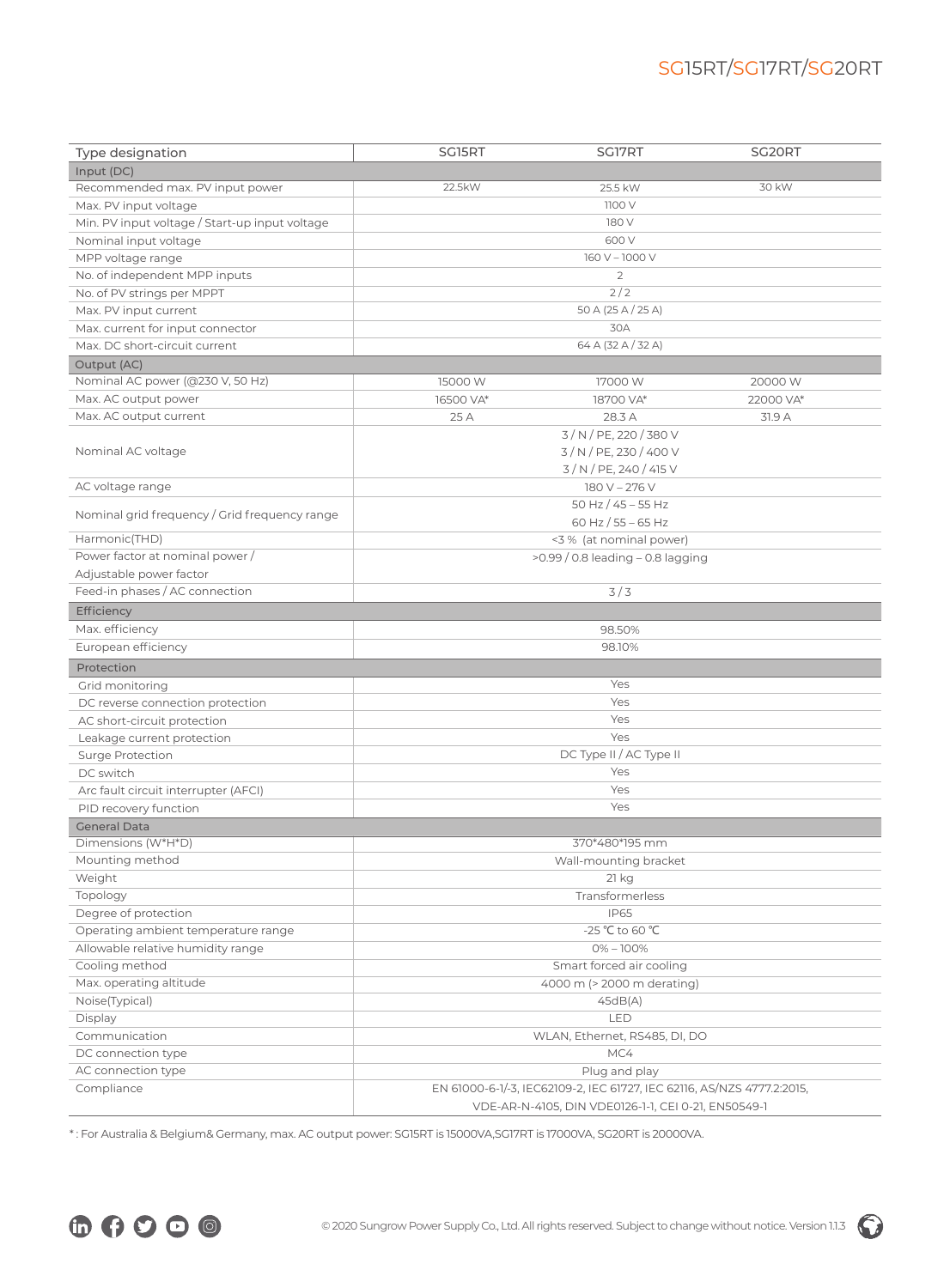# SG15RT/SG17RT/SG20RT

| Type designation | SG15RT | SG17RT | SG20RT |
|---|---|---|---|
| **Input (DC)** | | | |
| Recommended max. PV input power | 22.5kW | 25.5 kW | 30 kW |
| Max. PV input voltage | | 1100 V | |
| Min. PV input voltage / Start-up input voltage | | 180 V | |
| Nominal input voltage | | 600 V | |
| MPP voltage range | | 160 V – 1000 V | |
| No. of independent MPP inputs | | 2 | |
| No. of PV strings per MPPT | | 2 / 2 | |
| Max. PV input current | | 50 A (25 A / 25 A) | |
| Max. current for input connector | | 30A | |
| Max. DC short-circuit current | | 64 A (32 A / 32 A) | |
| **Output (AC)** | | | |
| Nominal AC power (@230 V, 50 Hz) | 15000 W | 17000 W | 20000 W |
| Max. AC output power | 16500 VA* | 18700 VA* | 22000 VA* |
| Max. AC output current | 25 A | 28.3 A | 31.9 A |
| Nominal AC voltage | | 3 / N / PE, 220 / 380 V<br>3 / N / PE, 230 / 400 V<br>3 / N / PE, 240 / 415 V | |
| AC voltage range | | 180 V – 276 V | |
| Nominal grid frequency / Grid frequency range | | 50 Hz / 45 – 55 Hz<br>60 Hz / 55 – 65 Hz | |
| Harmonic(THD) | | <3 % (at nominal power) | |
| Power factor at nominal power / Adjustable power factor | | >0.99 / 0.8 leading – 0.8 lagging | |
| Feed-in phases / AC connection | | 3 / 3 | |
| **Efficiency** | | | |
| Max. efficiency | | 98.50% | |
| European efficiency | | 98.10% | |
| **Protection** | | | |
| Grid monitoring | | Yes | |
| DC reverse connection protection | | Yes | |
| AC short-circuit protection | | Yes | |
| Leakage current protection | | Yes | |
| Surge Protection | | DC Type II / AC Type II | |
| DC switch | | Yes | |
| Arc fault circuit interrupter (AFCI) | | Yes | |
| PID recovery function | | Yes | |
| **General Data** | | | |
| Dimensions (W*H*D) | | 370*480*195 mm | |
| Mounting method | | Wall-mounting bracket | |
| Weight | | 21 kg | |
| Topology | | Transformerless | |
| Degree of protection | | IP65 | |
| Operating ambient temperature range | | -25 ℃ to 60 ℃ | |
| Allowable relative humidity range | | 0% – 100% | |
| Cooling method | | Smart forced air cooling | |
| Max. operating altitude | | 4000 m (> 2000 m derating) | |
| Noise(Typical) | | 45dB(A) | |
| Display | | LED | |
| Communication | | WLAN, Ethernet, RS485, DI, DO | |
| DC connection type | | MC4 | |
| AC connection type | | Plug and play | |
| Compliance | | EN 61000-6-1/-3, IEC62109-2, IEC 61727, IEC 62116, AS/NZS 4777.2:2015, VDE-AR-N-4105, DIN VDE0126-1-1, CEI 0-21, EN50549-1 | |

* : For Australia & Belgium& Germany, max. AC output power: SG15RT is 15000VA,SG17RT is 17000VA, SG20RT is 20000VA.

© 2020 Sungrow Power Supply Co., Ltd. All rights reserved. Subject to change without notice. Version 1.1.3